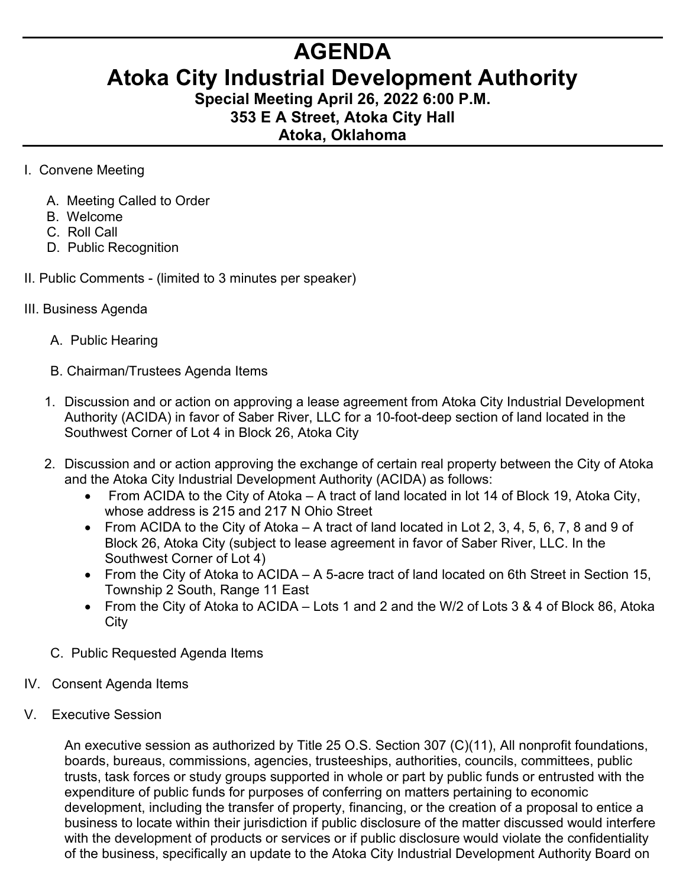# AGENDA

# Atoka City Industrial Development Authority

### Special Meeting April 26, 2022 6:00 P.M.

### 353 E A Street, Atoka City Hall

### Atoka, Oklahoma

I. Convene Meeting

  A. Meeting Called to Order
  B. Welcome
  C. Roll Call
  D. Public Recognition

II. Public Comments - (limited to 3 minutes per speaker)

III. Business Agenda

  A. Public Hearing

  B. Chairman/Trustees Agenda Items

  1. Discussion and or action on approving a lease agreement from Atoka City Industrial Development Authority (ACIDA) in favor of Saber River, LLC for a 10-foot-deep section of land located in the Southwest Corner of Lot 4 in Block 26, Atoka City

  2. Discussion and or action approving the exchange of certain real property between the City of Atoka and the Atoka City Industrial Development Authority (ACIDA) as follows:
     - From ACIDA to the City of Atoka – A tract of land located in lot 14 of Block 19, Atoka City, whose address is 215 and 217 N Ohio Street
     - From ACIDA to the City of Atoka – A tract of land located in Lot 2, 3, 4, 5, 6, 7, 8 and 9 of Block 26, Atoka City (subject to lease agreement in favor of Saber River, LLC. In the Southwest Corner of Lot 4)
     - From the City of Atoka to ACIDA – A 5-acre tract of land located on 6th Street in Section 15, Township 2 South, Range 11 East
     - From the City of Atoka to ACIDA – Lots 1 and 2 and the W/2 of Lots 3 & 4 of Block 86, Atoka City

  C. Public Requested Agenda Items

IV. Consent Agenda Items

V. Executive Session

An executive session as authorized by Title 25 O.S. Section 307 (C)(11), All nonprofit foundations, boards, bureaus, commissions, agencies, trusteeships, authorities, councils, committees, public trusts, task forces or study groups supported in whole or part by public funds or entrusted with the expenditure of public funds for purposes of conferring on matters pertaining to economic development, including the transfer of property, financing, or the creation of a proposal to entice a business to locate within their jurisdiction if public disclosure of the matter discussed would interfere with the development of products or services or if public disclosure would violate the confidentiality of the business, specifically an update to the Atoka City Industrial Development Authority Board on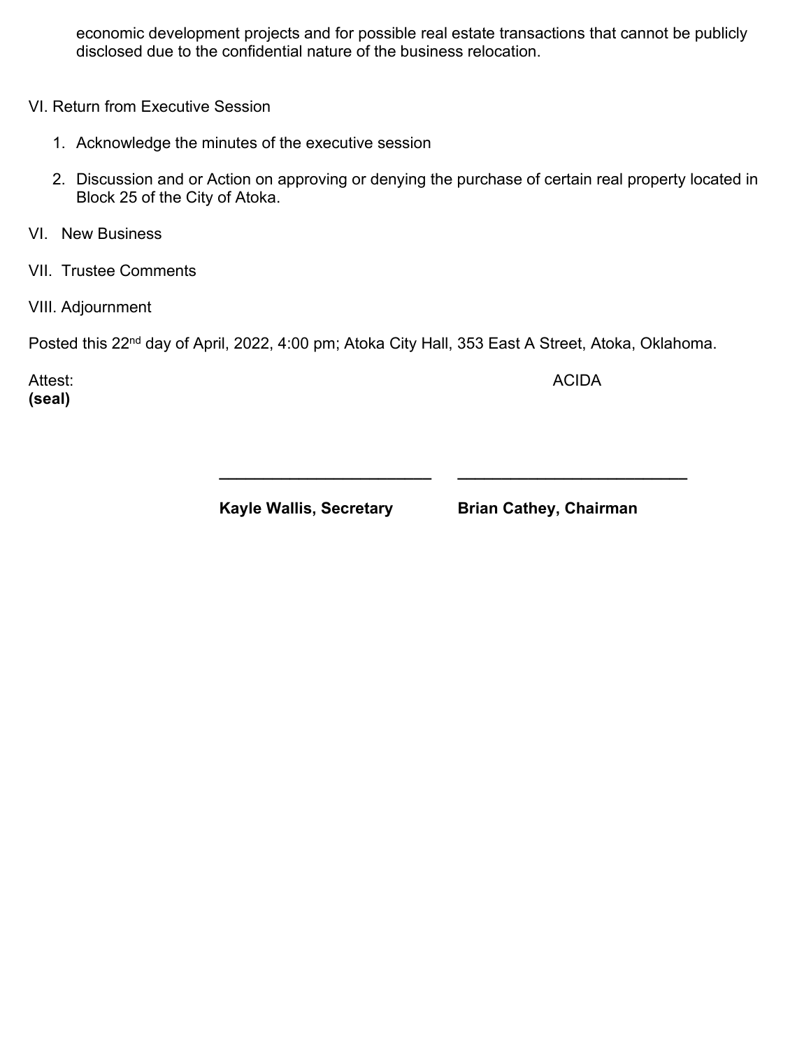economic development projects and for possible real estate transactions that cannot be publicly disclosed due to the confidential nature of the business relocation.

VI. Return from Executive Session

1. Acknowledge the minutes of the executive session

2. Discussion and or Action on approving or denying the purchase of certain real property located in Block 25 of the City of Atoka.

VI. New Business

VII. Trustee Comments

VIII. Adjournment

Posted this 22nd day of April, 2022, 4:00 pm; Atoka City Hall, 353 East A Street, Atoka, Oklahoma.

Attest: ACIDA

**(seal)**

\_\_\_\_\_\_\_\_\_\_\_\_\_\_\_\_\_\_\_\_\_\_\_\_ \_\_\_\_\_\_\_\_\_\_\_\_\_\_\_\_\_\_\_\_\_\_\_\_\_\_

**Kayle Wallis, Secretary** **Brian Cathey, Chairman**